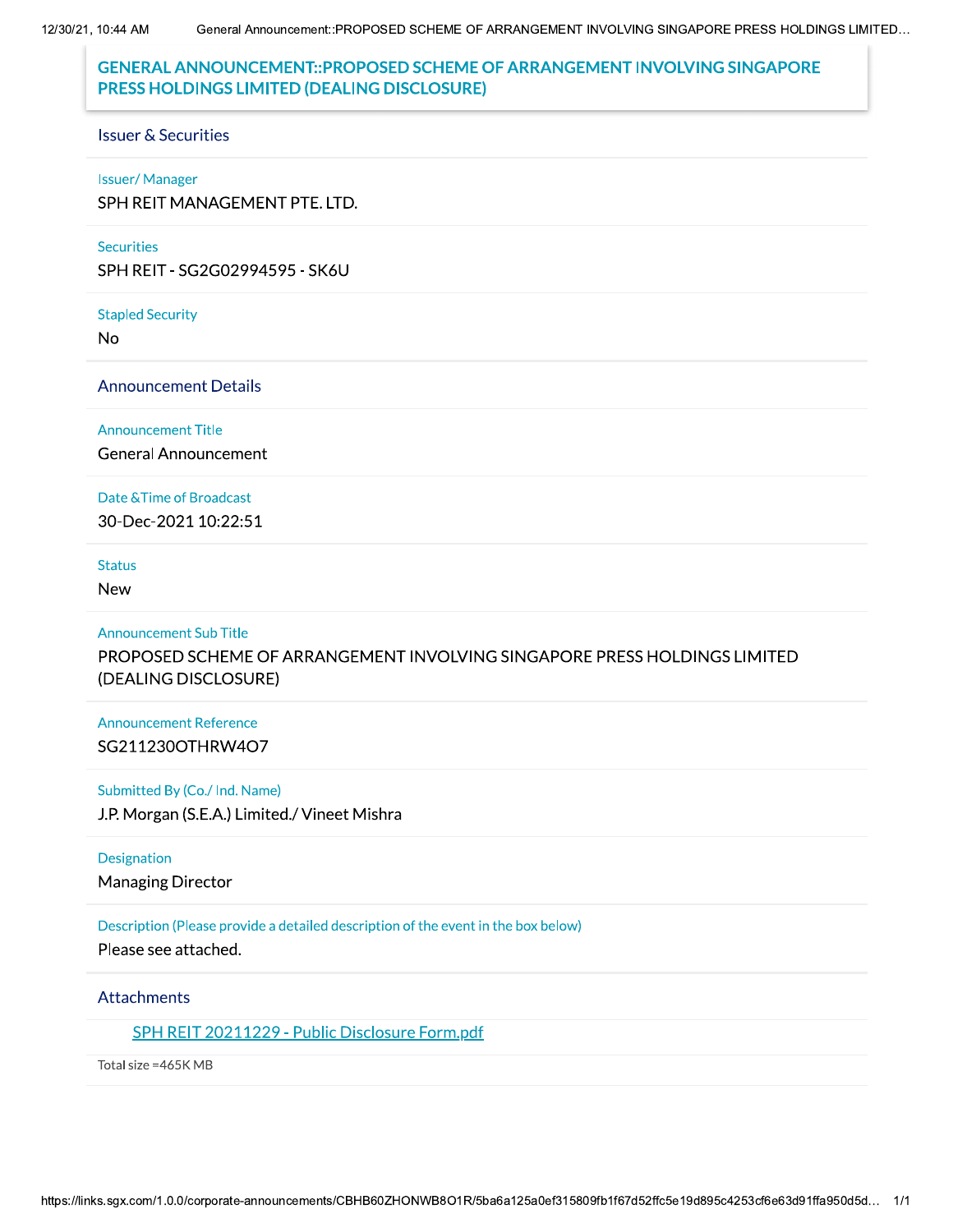# GENERAL ANNOUNCEMENT::PROPOSED SCHEME OF ARRANGEMENT INVOLVING SINGAPORE PRESS HOLDINGS LIMITED (DEALING DISCLOSURE)

## Issuer & Securities

**Issuer/ Manager**

SPH REIT MANAGEMENT PTE. LTD.

**Securities**

SPH REIT - SG2G02994595 - SK6U

**Stapled Security**

No

## Announcement Details

**Announcement Title**

General Announcement

**Date &Time of Broadcast**

30-Dec-2021 10:22:51

**Status**

New

**Announcement Sub Title**

PROPOSED SCHEME OF ARRANGEMENT INVOLVING SINGAPORE PRESS HOLDINGS LIMITED (DEALING DISCLOSURE)

**Announcement Reference**

SG211230OTHRW4O7

**Submitted By (Co./ Ind. Name)**

J.P. Morgan (S.E.A.) Limited./ Vineet Mishra

**Designation**

Managing Director

**Description (Please provide a detailed description of the event in the box below)**

Please see attached.

## Attachments

SPH REIT 20211229 - Public Disclosure Form.pdf

Total size =465K MB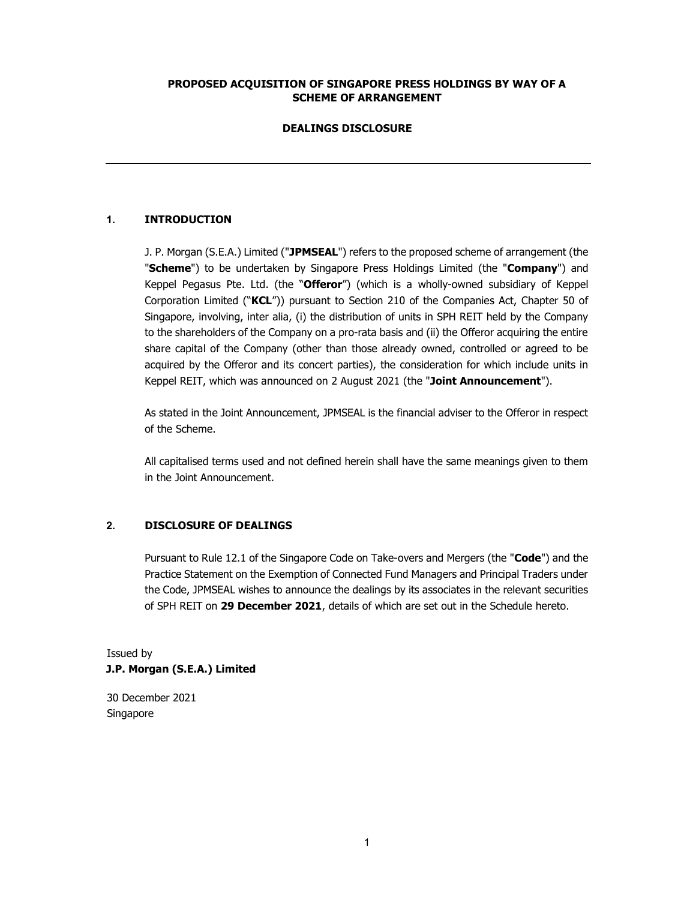**PROPOSED ACQUISITION OF SINGAPORE PRESS HOLDINGS BY WAY OF A SCHEME OF ARRANGEMENT**

**DEALINGS DISCLOSURE**

---

## 1. INTRODUCTION

J. P. Morgan (S.E.A.) Limited ("**JPMSEAL**") refers to the proposed scheme of arrangement (the "**Scheme**") to be undertaken by Singapore Press Holdings Limited (the "**Company**") and Keppel Pegasus Pte. Ltd. (the "**Offeror**") (which is a wholly-owned subsidiary of Keppel Corporation Limited ("**KCL**")) pursuant to Section 210 of the Companies Act, Chapter 50 of Singapore, involving, inter alia, (i) the distribution of units in SPH REIT held by the Company to the shareholders of the Company on a pro-rata basis and (ii) the Offeror acquiring the entire share capital of the Company (other than those already owned, controlled or agreed to be acquired by the Offeror and its concert parties), the consideration for which include units in Keppel REIT, which was announced on 2 August 2021 (the "**Joint Announcement**").

As stated in the Joint Announcement, JPMSEAL is the financial adviser to the Offeror in respect of the Scheme.

All capitalised terms used and not defined herein shall have the same meanings given to them in the Joint Announcement.

## 2. DISCLOSURE OF DEALINGS

Pursuant to Rule 12.1 of the Singapore Code on Take-overs and Mergers (the "**Code**") and the Practice Statement on the Exemption of Connected Fund Managers and Principal Traders under the Code, JPMSEAL wishes to announce the dealings by its associates in the relevant securities of SPH REIT on **29 December 2021**, details of which are set out in the Schedule hereto.

Issued by
**J.P. Morgan (S.E.A.) Limited**

30 December 2021
Singapore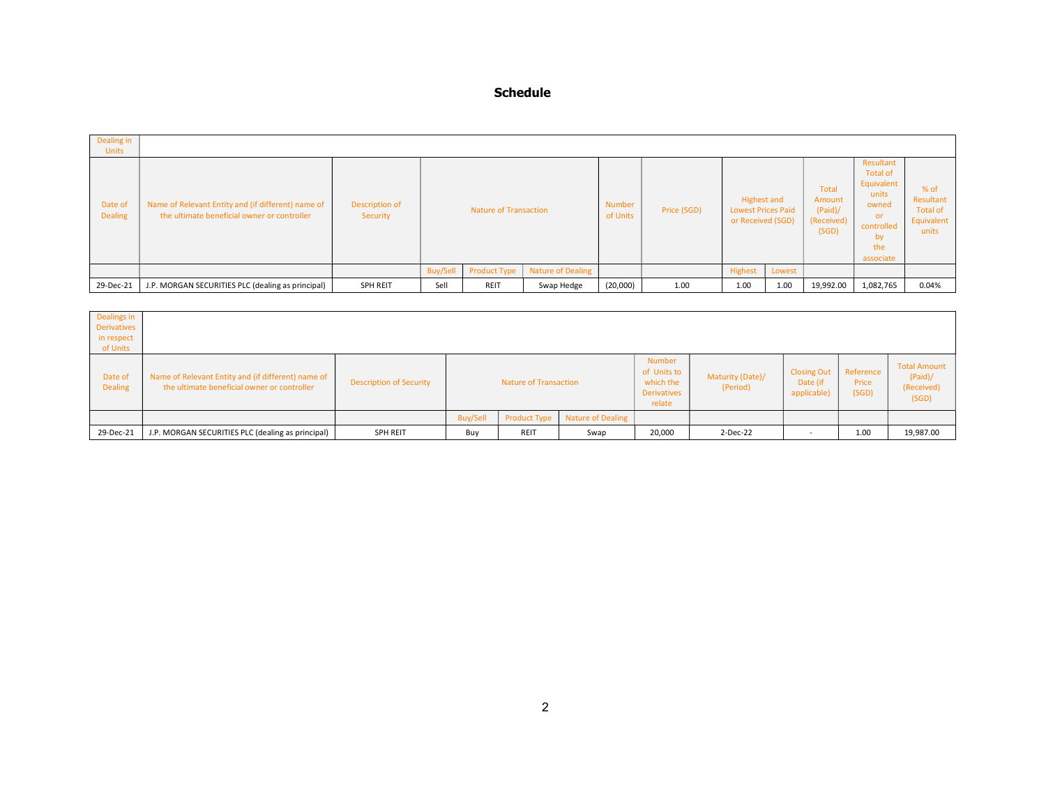## Schedule

| Dealing in Units | | | | | | | | | | | | | |
|---|---|---|---|---|---|---|---|---|---|---|---|---|---|
| Date of Dealing | Name of Relevant Entity and (if different) name of the ultimate beneficial owner or controller | Description of Security | Nature of Transaction | | | Number of Units | Price (SGD) | Highest and Lowest Prices Paid or Received (SGD) | | Total Amount (Paid)/ (Received) (SGD) | Resultant Total of Equivalent units owned or controlled by the associate | % of Resultant Total of Equivalent units |
| | | | Buy/Sell | Product Type | Nature of Dealing | | | Highest | Lowest | | | |
| 29-Dec-21 | J.P. MORGAN SECURITIES PLC (dealing as principal) | SPH REIT | Sell | REIT | Swap Hedge | (20,000) | 1.00 | 1.00 | 1.00 | 19,992.00 | 1,082,765 | 0.04% |

| Dealings in Derivatives in respect of Units | | | | | | | | | | |
|---|---|---|---|---|---|---|---|---|---|---|
| Date of Dealing | Name of Relevant Entity and (if different) name of the ultimate beneficial owner or controller | Description of Security | Nature of Transaction | | | Number of Units to which the Derivatives relate | Maturity (Date)/ (Period) | Closing Out Date (if applicable) | Reference Price (SGD) | Total Amount (Paid)/ (Received) (SGD) |
| | | | Buy/Sell | Product Type | Nature of Dealing | | | | | |
| 29-Dec-21 | J.P. MORGAN SECURITIES PLC (dealing as principal) | SPH REIT | Buy | REIT | Swap | 20,000 | 2-Dec-22 | - | 1.00 | 19,987.00 |